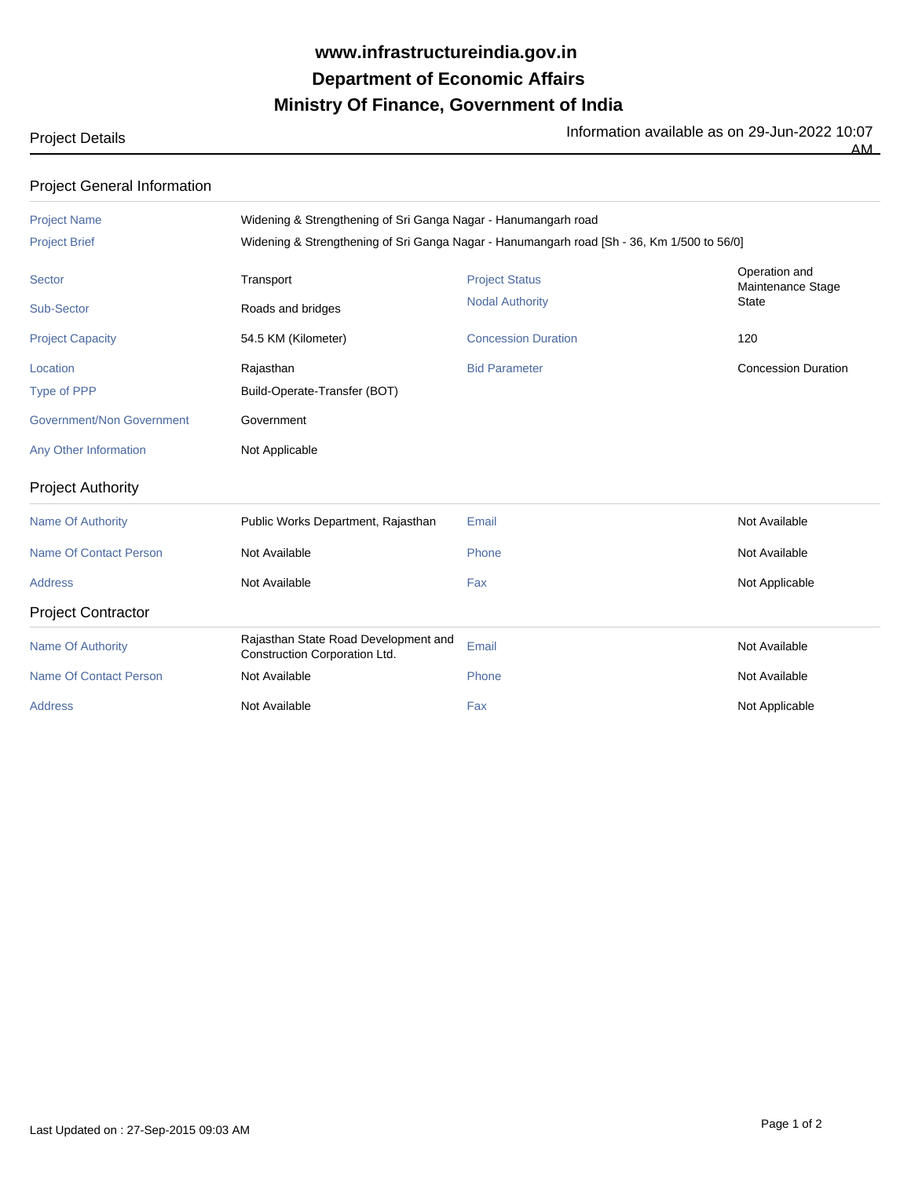# www.infrastructureindia.gov.in
# Department of Economic Affairs
# Ministry Of Finance, Government of India

Project Details

Information available as on 29-Jun-2022 10:07 AM

## Project General Information

| | | | |
|---|---|---|---|
| Project Name | Widening & Strengthening of Sri Ganga Nagar - Hanumangarh road | | |
| Project Brief | Widening & Strengthening of Sri Ganga Nagar - Hanumangarh road [Sh - 36, Km 1/500 to 56/0] | | |
| Sector | Transport | Project Status | Operation and Maintenance Stage |
| Sub-Sector | Roads and bridges | Nodal Authority | State |
| Project Capacity | 54.5 KM (Kilometer) | Concession Duration | 120 |
| Location | Rajasthan | Bid Parameter | Concession Duration |
| Type of PPP | Build-Operate-Transfer (BOT) | | |
| Government/Non Government | Government | | |
| Any Other Information | Not Applicable | | |

## Project Authority

| | | | |
|---|---|---|---|
| Name Of Authority | Public Works Department, Rajasthan | Email | Not Available |
| Name Of Contact Person | Not Available | Phone | Not Available |
| Address | Not Available | Fax | Not Applicable |

## Project Contractor

| | | | |
|---|---|---|---|
| Name Of Authority | Rajasthan State Road Development and Construction Corporation Ltd. | Email | Not Available |
| Name Of Contact Person | Not Available | Phone | Not Available |
| Address | Not Available | Fax | Not Applicable |

Last Updated on : 27-Sep-2015 09:03 AM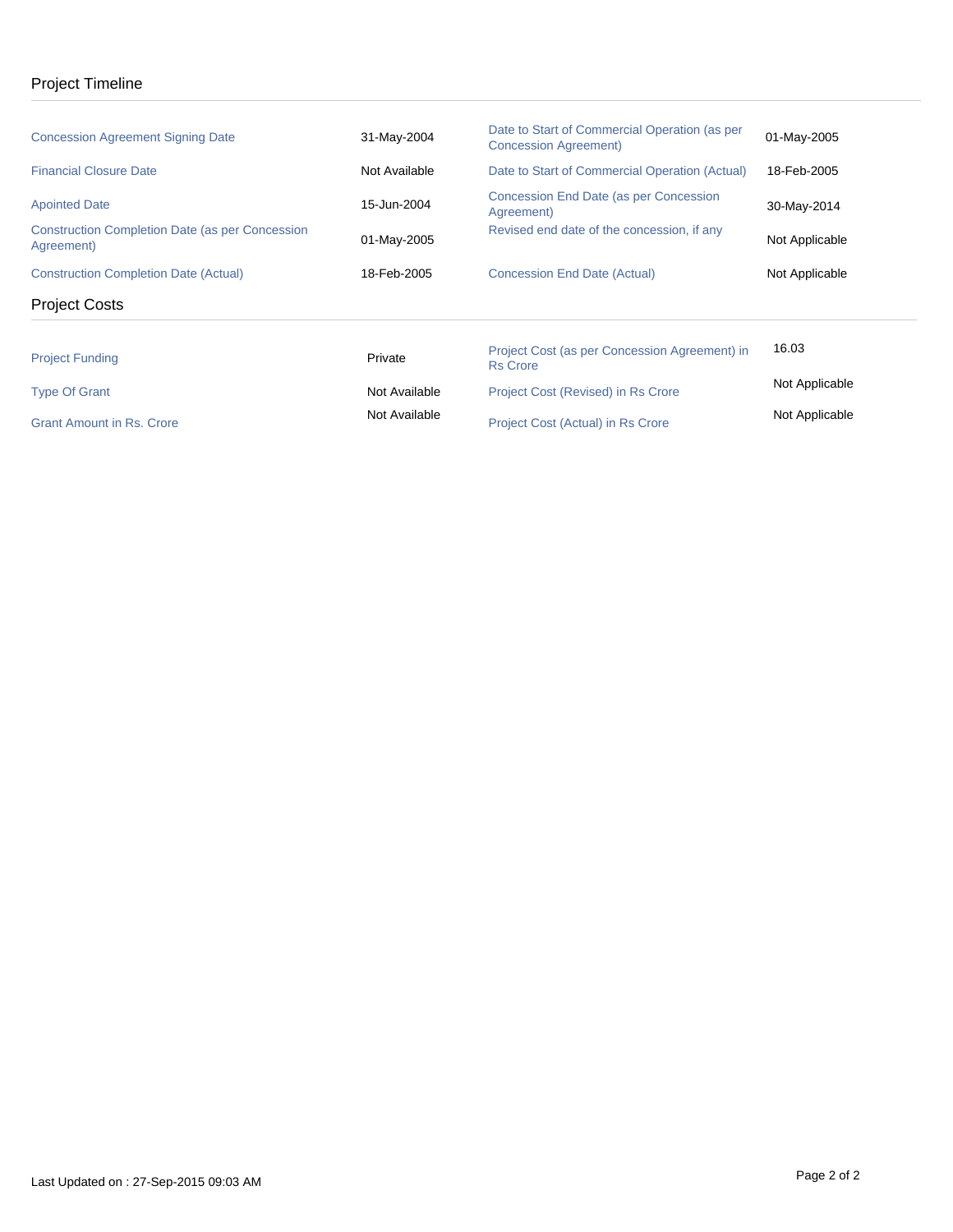## Project Timeline

| | | | |
|---|---|---|---|
| Concession Agreement Signing Date | 31-May-2004 | Date to Start of Commercial Operation (as per Concession Agreement) | 01-May-2005 |
| Financial Closure Date | Not Available | Date to Start of Commercial Operation (Actual) | 18-Feb-2005 |
| Apointed Date | 15-Jun-2004 | Concession End Date (as per Concession Agreement) | 30-May-2014 |
| Construction Completion Date (as per Concession Agreement) | 01-May-2005 | Revised end date of the concession, if any | Not Applicable |
| Construction Completion Date (Actual) | 18-Feb-2005 | Concession End Date (Actual) | Not Applicable |

## Project Costs

| | | | |
|---|---|---|---|
| Project Funding | Private | Project Cost (as per Concession Agreement) in Rs Crore | 16.03 |
| Type Of Grant | Not Available | Project Cost (Revised) in Rs Crore | Not Applicable |
| Grant Amount in Rs. Crore | Not Available | Project Cost (Actual) in Rs Crore | Not Applicable |

Last Updated on : 27-Sep-2015 09:03 AM